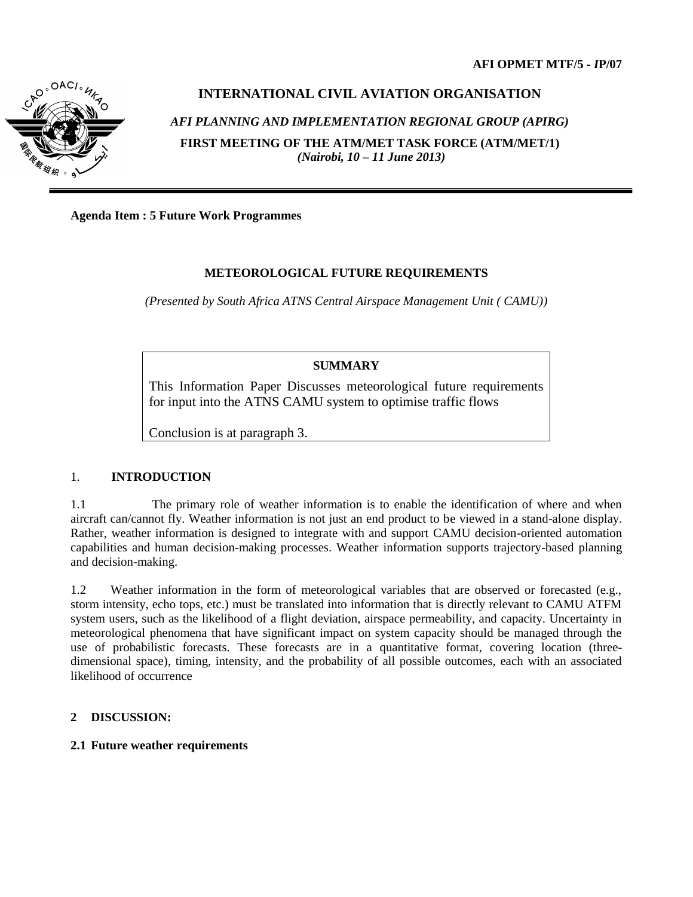AFI OPMET MTF/5 - *IP*/07

# INTERNATIONAL CIVIL AVIATION ORGANISATION

*AFI PLANNING AND IMPLEMENTATION REGIONAL GROUP (APIRG)*

**FIRST MEETING OF THE ATM/MET TASK FORCE (ATM/MET/1)**
***(Nairobi, 10 – 11 June 2013)***

---

**Agenda Item : 5 Future Work Programmes**

## METEOROLOGICAL FUTURE REQUIREMENTS

*(Presented by South Africa ATNS Central Airspace Management Unit ( CAMU))*

> **SUMMARY**
>
> This Information Paper Discusses meteorological future requirements for input into the ATNS CAMU system to optimise traffic flows
>
> Conclusion is at paragraph 3.

## 1. INTRODUCTION

1.1 The primary role of weather information is to enable the identification of where and when aircraft can/cannot fly. Weather information is not just an end product to be viewed in a stand-alone display. Rather, weather information is designed to integrate with and support CAMU decision-oriented automation capabilities and human decision-making processes. Weather information supports trajectory-based planning and decision-making.

1.2 Weather information in the form of meteorological variables that are observed or forecasted (e.g., storm intensity, echo tops, etc.) must be translated into information that is directly relevant to CAMU ATFM system users, such as the likelihood of a flight deviation, airspace permeability, and capacity. Uncertainty in meteorological phenomena that have significant impact on system capacity should be managed through the use of probabilistic forecasts. These forecasts are in a quantitative format, covering location (three-dimensional space), timing, intensity, and the probability of all possible outcomes, each with an associated likelihood of occurrence

## 2 DISCUSSION:

### 2.1 Future weather requirements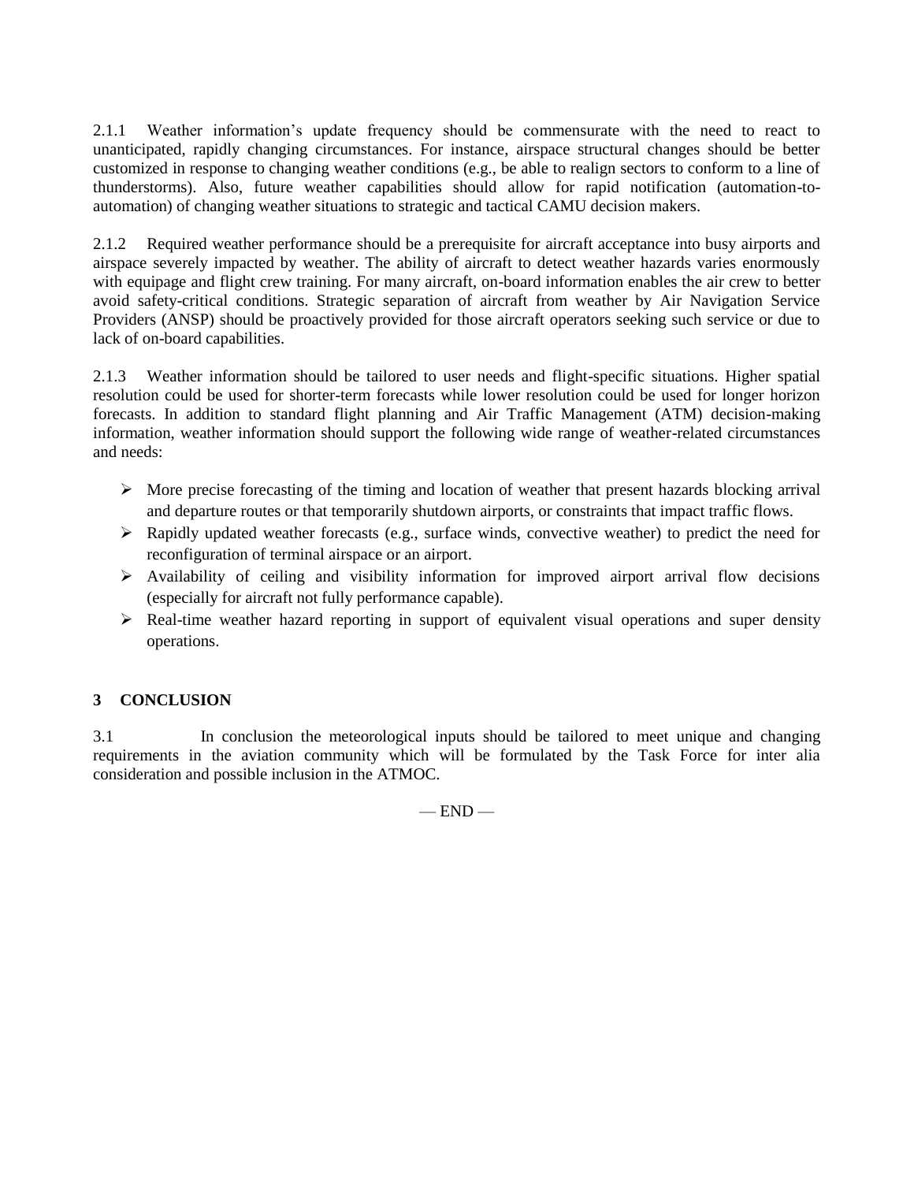2.1.1 Weather information's update frequency should be commensurate with the need to react to unanticipated, rapidly changing circumstances. For instance, airspace structural changes should be better customized in response to changing weather conditions (e.g., be able to realign sectors to conform to a line of thunderstorms). Also, future weather capabilities should allow for rapid notification (automation-to-automation) of changing weather situations to strategic and tactical CAMU decision makers.

2.1.2 Required weather performance should be a prerequisite for aircraft acceptance into busy airports and airspace severely impacted by weather. The ability of aircraft to detect weather hazards varies enormously with equipage and flight crew training. For many aircraft, on-board information enables the air crew to better avoid safety-critical conditions. Strategic separation of aircraft from weather by Air Navigation Service Providers (ANSP) should be proactively provided for those aircraft operators seeking such service or due to lack of on-board capabilities.

2.1.3 Weather information should be tailored to user needs and flight-specific situations. Higher spatial resolution could be used for shorter-term forecasts while lower resolution could be used for longer horizon forecasts. In addition to standard flight planning and Air Traffic Management (ATM) decision-making information, weather information should support the following wide range of weather-related circumstances and needs:

- More precise forecasting of the timing and location of weather that present hazards blocking arrival and departure routes or that temporarily shutdown airports, or constraints that impact traffic flows.
- Rapidly updated weather forecasts (e.g., surface winds, convective weather) to predict the need for reconfiguration of terminal airspace or an airport.
- Availability of ceiling and visibility information for improved airport arrival flow decisions (especially for aircraft not fully performance capable).
- Real-time weather hazard reporting in support of equivalent visual operations and super density operations.

## 3 CONCLUSION

3.1 In conclusion the meteorological inputs should be tailored to meet unique and changing requirements in the aviation community which will be formulated by the Task Force for inter alia consideration and possible inclusion in the ATMOC.

— END —